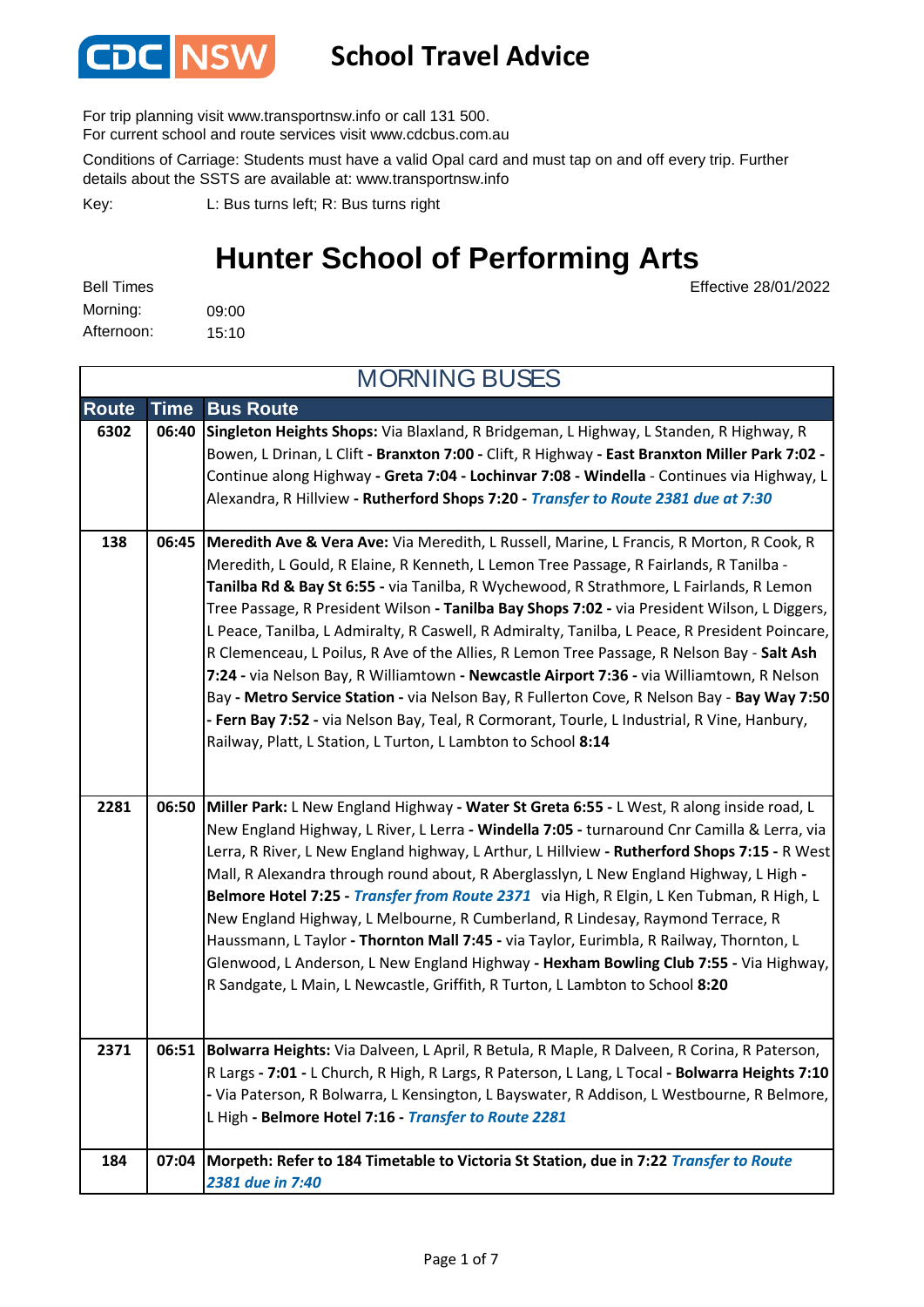CDC NSW

# School Travel Advice

For trip planning visit www.transportnsw.info or call 131 500.
For current school and route services visit www.cdcbus.com.au

Conditions of Carriage: Students must have a valid Opal card and must tap on and off every trip. Further details about the SSTS are available at: www.transportnsw.info

Key: L: Bus turns left; R: Bus turns right

## Hunter School of Performing Arts

Effective 28/01/2022

Bell Times
Morning: 09:00
Afternoon: 15:10

| MORNING BUSES | | |
|---|---|---|
| **Route** | **Time** | **Bus Route** |
| 6302 | 06:40 | **Singleton Heights Shops:** Via Blaxland, R Bridgeman, L Highway, L Standen, R Highway, R Bowen, L Drinan, L Clift **- Branxton 7:00 -** Clift, R Highway **- East Branxton Miller Park 7:02 -** Continue along Highway **- Greta 7:04 - Lochinvar 7:08 - Windella** - Continues via Highway, L Alexandra, R Hillview **- Rutherford Shops 7:20 -** ***Transfer to Route 2381 due at 7:30*** |
| 138 | 06:45 | **Meredith Ave & Vera Ave:** Via Meredith, L Russell, Marine, L Francis, R Morton, R Cook, R Meredith, L Gould, R Elaine, R Kenneth, L Lemon Tree Passage, R Fairlands, R Tanilba - **Tanilba Rd & Bay St 6:55 -** via Tanilba, R Wychewood, R Strathmore, L Fairlands, R Lemon Tree Passage, R President Wilson **- Tanilba Bay Shops 7:02 -** via President Wilson, L Diggers, L Peace, Tanilba, L Admiralty, R Caswell, R Admiralty, Tanilba, L Peace, R President Poincare, R Clemenceau, L Poilus, R Ave of the Allies, R Lemon Tree Passage, R Nelson Bay - **Salt Ash 7:24 -** via Nelson Bay, R Williamtown **- Newcastle Airport 7:36 -** via Williamtown, R Nelson Bay **- Metro Service Station -** via Nelson Bay, R Fullerton Cove, R Nelson Bay - **Bay Way 7:50 - Fern Bay 7:52 -** via Nelson Bay, Teal, R Cormorant, Tourle, L Industrial, R Vine, Hanbury, Railway, Platt, L Station, L Turton, L Lambton to School **8:14** |
| 2281 | 06:50 | **Miller Park:** L New England Highway **- Water St Greta 6:55 -** L West, R along inside road, L New England Highway, L River, L Lerra **- Windella 7:05 -** turnaround Cnr Camilla & Lerra, via Lerra, R River, L New England highway, L Arthur, L Hillview **- Rutherford Shops 7:15 -** R West Mall, R Alexandra through round about, R Aberglasslyn, L New England Highway, L High **- Belmore Hotel 7:25 -** ***Transfer from Route 2371*** via High, R Elgin, L Ken Tubman, R High, L New England Highway, L Melbourne, R Cumberland, R Lindesay, Raymond Terrace, R Haussmann, L Taylor **- Thornton Mall 7:45 -** via Taylor, Eurimbla, R Railway, Thornton, L Glenwood, L Anderson, L New England Highway **- Hexham Bowling Club 7:55 -** Via Highway, R Sandgate, L Main, L Newcastle, Griffith, R Turton, L Lambton to School **8:20** |
| 2371 | 06:51 | **Bolwarra Heights:** Via Dalveen, L April, R Betula, R Maple, R Dalveen, R Corina, R Paterson, R Largs **- 7:01 -** L Church, R High, R Largs, R Paterson, L Lang, L Tocal **- Bolwarra Heights 7:10 -** Via Paterson, R Bolwarra, L Kensington, L Bayswater, R Addison, L Westbourne, R Belmore, L High **- Belmore Hotel 7:16 -** ***Transfer to Route 2281*** |
| 184 | 07:04 | **Morpeth: Refer to 184 Timetable to Victoria St Station, due in 7:22** ***Transfer to Route 2381 due in 7:40*** |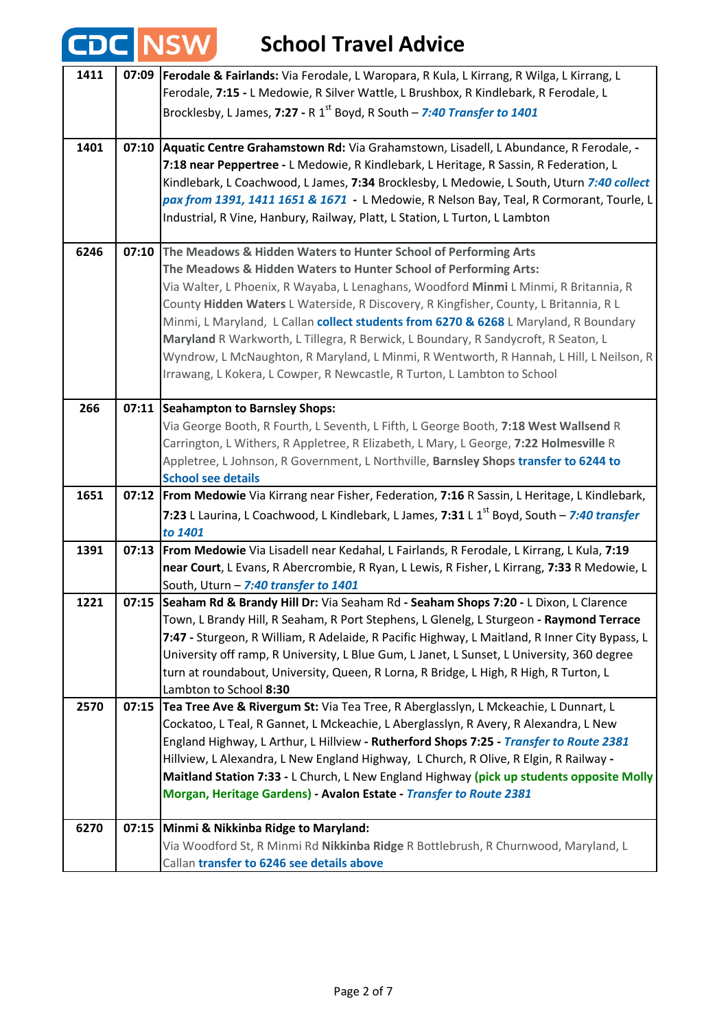# School Travel Advice

| | | |
|---|---|---|
| **1411** | **07:09** | **Ferodale & Fairlands:** Via Ferodale, L Waropara, R Kula, L Kirrang, R Wilga, L Kirrang, L Ferodale, **7:15 -** L Medowie, R Silver Wattle, L Brushbox, R Kindlebark, R Ferodale, L Brocklesby, L James, **7:27 -** R 1st Boyd, R South – ***7:40 Transfer to 1401*** |
| **1401** | **07:10** | **Aquatic Centre Grahamstown Rd:** Via Grahamstown, Lisadell, L Abundance, R Ferodale, **- 7:18 near Peppertree -** L Medowie, R Kindlebark, L Heritage, R Sassin, R Federation, L Kindlebark, L Coachwood, L James, **7:34** Brocklesby, L Medowie, L South, Uturn ***7:40 collect pax from 1391, 1411 1651 & 1671*** - L Medowie, R Nelson Bay, Teal, R Cormorant, Tourle, L Industrial, R Vine, Hanbury, Railway, Platt, L Station, L Turton, L Lambton |
| **6246** | **07:10** | **The Meadows & Hidden Waters to Hunter School of Performing Arts**<br>**The Meadows & Hidden Waters to Hunter School of Performing Arts:**<br>Via Walter, L Phoenix, R Wayaba, L Lenaghans, Woodford **Minmi** L Minmi, R Britannia, R County **Hidden Waters** L Waterside, R Discovery, R Kingfisher, County, L Britannia, R L Minmi, L Maryland, L Callan **collect students from 6270 & 6268** L Maryland, R Boundary **Maryland** R Warkworth, L Tillegra, R Berwick, L Boundary, R Sandycroft, R Seaton, L Wyndrow, L McNaughton, R Maryland, L Minmi, R Wentworth, R Hannah, L Hill, L Neilson, R Irrawang, L Kokera, L Cowper, R Newcastle, R Turton, L Lambton to School |
| **266** | **07:11** | **Seahampton to Barnsley Shops:**<br>Via George Booth, R Fourth, L Seventh, L Fifth, L George Booth, **7:18 West Wallsend** R Carrington, L Withers, R Appletree, R Elizabeth, L Mary, L George, **7:22 Holmesville** R Appletree, L Johnson, R Government, L Northville, **Barnsley Shops transfer to 6244 to School see details** |
| **1651** | **07:12** | **From Medowie** Via Kirrang near Fisher, Federation, **7:16** R Sassin, L Heritage, L Kindlebark, **7:23** L Laurina, L Coachwood, L Kindlebark, L James, **7:31** L 1st Boyd, South – ***7:40 transfer to 1401*** |
| **1391** | **07:13** | **From Medowie** Via Lisadell near Kedahal, L Fairlands, R Ferodale, L Kirrang, L Kula, **7:19 near Court**, L Evans, R Abercrombie, R Ryan, L Lewis, R Fisher, L Kirrang, **7:33** R Medowie, L South, Uturn – ***7:40 transfer to 1401*** |
| **1221** | **07:15** | **Seaham Rd & Brandy Hill Dr:** Via Seaham Rd **- Seaham Shops 7:20 -** L Dixon, L Clarence Town, L Brandy Hill, R Seaham, R Port Stephens, L Glenelg, L Sturgeon **- Raymond Terrace 7:47 -** Sturgeon, R William, R Adelaide, R Pacific Highway, L Maitland, R Inner City Bypass, L University off ramp, R University, L Blue Gum, L Janet, L Sunset, L University, 360 degree turn at roundabout, University, Queen, R Lorna, R Bridge, L High, R High, R Turton, L Lambton to School **8:30** |
| **2570** | **07:15** | **Tea Tree Ave & Rivergum St:** Via Tea Tree, R Aberglasslyn, L Mckeachie, L Dunnart, L Cockatoo, L Teal, R Gannet, L Mckeachie, L Aberglasslyn, R Avery, R Alexandra, L New England Highway, L Arthur, L Hillview **- Rutherford Shops 7:25 -** ***Transfer to Route 2381*** Hillview, L Alexandra, L New England Highway, L Church, R Olive, R Elgin, R Railway **- Maitland Station 7:33 -** L Church, L New England Highway **(pick up students opposite Molly Morgan, Heritage Gardens) - Avalon Estate -** ***Transfer to Route 2381*** |
| **6270** | **07:15** | **Minmi & Nikkinba Ridge to Maryland:**<br>Via Woodford St, R Minmi Rd **Nikkinba Ridge** R Bottlebrush, R Churnwood, Maryland, L Callan **transfer to 6246 see details above** |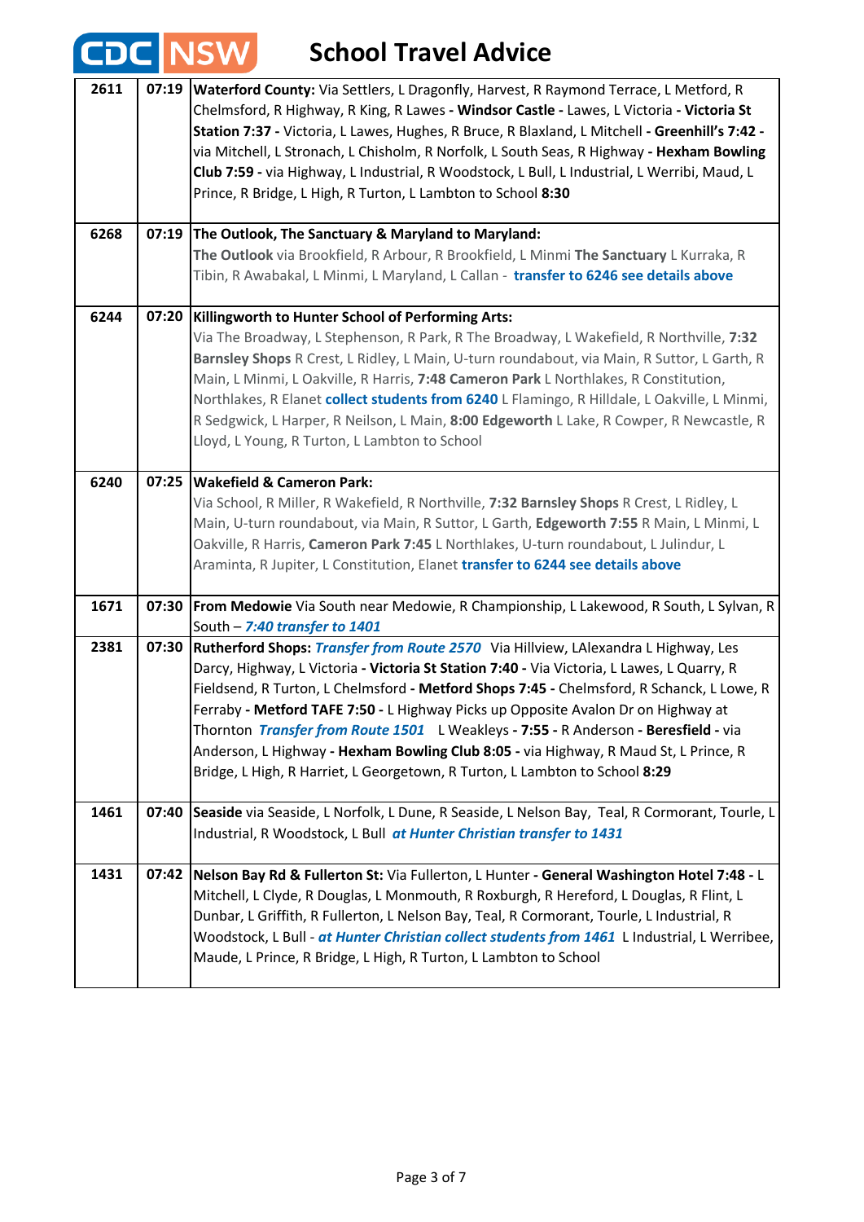# School Travel Advice

| | | |
|---|---|---|
| 2611 | 07:19 | **Waterford County:** Via Settlers, L Dragonfly, Harvest, R Raymond Terrace, L Metford, R Chelmsford, R Highway, R King, R Lawes **- Windsor Castle -** Lawes, L Victoria **- Victoria St Station 7:37 -** Victoria, L Lawes, Hughes, R Bruce, R Blaxland, L Mitchell **- Greenhill's 7:42 -** via Mitchell, L Stronach, L Chisholm, R Norfolk, L South Seas, R Highway **- Hexham Bowling Club 7:59 -** via Highway, L Industrial, R Woodstock, L Bull, L Industrial, L Werribi, Maud, L Prince, R Bridge, L High, R Turton, L Lambton to School **8:30** |
| 6268 | 07:19 | **The Outlook, The Sanctuary & Maryland to Maryland:** **The Outlook** via Brookfield, R Arbour, R Brookfield, L Minmi **The Sanctuary** L Kurraka, R Tibin, R Awabakal, L Minmi, L Maryland, L Callan - **transfer to 6246 see details above** |
| 6244 | 07:20 | **Killingworth to Hunter School of Performing Arts:** Via The Broadway, L Stephenson, R Park, R The Broadway, L Wakefield, R Northville, **7:32 Barnsley Shops** R Crest, L Ridley, L Main, U-turn roundabout, via Main, R Suttor, L Garth, R Main, L Minmi, L Oakville, R Harris, **7:48 Cameron Park** L Northlakes, R Constitution, Northlakes, R Elanet **collect students from 6240** L Flamingo, R Hilldale, L Oakville, L Minmi, R Sedgwick, L Harper, R Neilson, L Main, **8:00 Edgeworth** L Lake, R Cowper, R Newcastle, R Lloyd, L Young, R Turton, L Lambton to School |
| 6240 | 07:25 | **Wakefield & Cameron Park:** Via School, R Miller, R Wakefield, R Northville, **7:32 Barnsley Shops** R Crest, L Ridley, L Main, U-turn roundabout, via Main, R Suttor, L Garth, **Edgeworth 7:55** R Main, L Minmi, L Oakville, R Harris, **Cameron Park 7:45** L Northlakes, U-turn roundabout, L Julindur, L Araminta, R Jupiter, L Constitution, Elanet **transfer to 6244 see details above** |
| 1671 | 07:30 | **From Medowie** Via South near Medowie, R Championship, L Lakewood, R South, L Sylvan, R South – ***7:40 transfer to 1401*** |
| 2381 | 07:30 | **Rutherford Shops:** ***Transfer from Route 2570*** Via Hillview, LAlexandra L Highway, Les Darcy, Highway, L Victoria **- Victoria St Station 7:40 -** Via Victoria, L Lawes, L Quarry, R Fieldsend, R Turton, L Chelmsford **- Metford Shops 7:45 -** Chelmsford, R Schanck, L Lowe, R Ferraby **- Metford TAFE 7:50 -** L Highway Picks up Opposite Avalon Dr on Highway at Thornton ***Transfer from Route 1501*** L Weakleys **- 7:55 -** R Anderson **- Beresfield -** via Anderson, L Highway **- Hexham Bowling Club 8:05 -** via Highway, R Maud St, L Prince, R Bridge, L High, R Harriet, L Georgetown, R Turton, L Lambton to School **8:29** |
| 1461 | 07:40 | **Seaside** via Seaside, L Norfolk, L Dune, R Seaside, L Nelson Bay, Teal, R Cormorant, Tourle, L Industrial, R Woodstock, L Bull ***at Hunter Christian transfer to 1431*** |
| 1431 | 07:42 | **Nelson Bay Rd & Fullerton St:** Via Fullerton, L Hunter **- General Washington Hotel 7:48 -** L Mitchell, L Clyde, R Douglas, L Monmouth, R Roxburgh, R Hereford, L Douglas, R Flint, L Dunbar, L Griffith, R Fullerton, L Nelson Bay, Teal, R Cormorant, Tourle, L Industrial, R Woodstock, L Bull - ***at Hunter Christian collect students from 1461*** L Industrial, L Werribee, Maude, L Prince, R Bridge, L High, R Turton, L Lambton to School |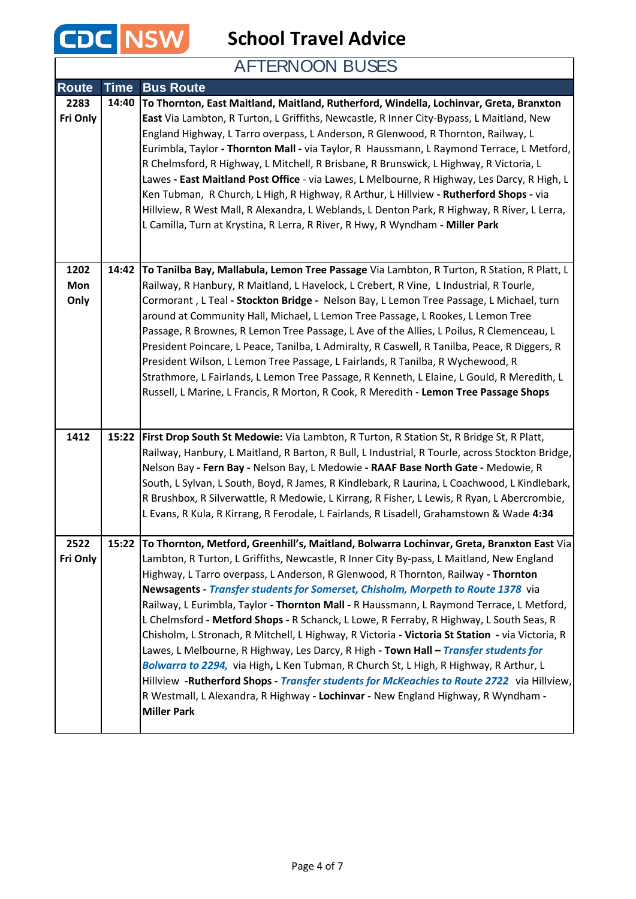# CDC NSW School Travel Advice

## AFTERNOON BUSES

| Route | Time | Bus Route |
|---|---|---|
| 2283 Fri Only | 14:40 | **To Thornton, East Maitland, Maitland, Rutherford, Windella, Lochinvar, Greta, Branxton East** Via Lambton, R Turton, L Griffiths, Newcastle, R Inner City-Bypass, L Maitland, New England Highway, L Tarro overpass, L Anderson, R Glenwood, R Thornton, Railway, L Eurimbla, Taylor **- Thornton Mall -** via Taylor, R Haussmann, L Raymond Terrace, L Metford, R Chelmsford, R Highway, L Mitchell, R Brisbane, R Brunswick, L Highway, R Victoria, L Lawes **- East Maitland Post Office** - via Lawes, L Melbourne, R Highway, Les Darcy, R High, L Ken Tubman, R Church, L High, R Highway, R Arthur, L Hillview **- Rutherford Shops -** via Hillview, R West Mall, R Alexandra, L Weblands, L Denton Park, R Highway, R River, L Lerra, L Camilla, Turn at Krystina, R Lerra, R River, R Hwy, R Wyndham **- Miller Park** |
| 1202 Mon Only | 14:42 | **To Tanilba Bay, Mallabula, Lemon Tree Passage** Via Lambton, R Turton, R Station, R Platt, L Railway, R Hanbury, R Maitland, L Havelock, L Crebert, R Vine, L Industrial, R Tourle, Cormorant , L Teal **- Stockton Bridge -** Nelson Bay, L Lemon Tree Passage, L Michael, turn around at Community Hall, Michael, L Lemon Tree Passage, L Rookes, L Lemon Tree Passage, R Brownes, R Lemon Tree Passage, L Ave of the Allies, L Poilus, R Clemenceau, L President Poincare, L Peace, Tanilba, L Admiralty, R Caswell, R Tanilba, Peace, R Diggers, R President Wilson, L Lemon Tree Passage, L Fairlands, R Tanilba, R Wychewood, R Strathmore, L Fairlands, L Lemon Tree Passage, R Kenneth, L Elaine, L Gould, R Meredith, L Russell, L Marine, L Francis, R Morton, R Cook, R Meredith **- Lemon Tree Passage Shops** |
| 1412 | 15:22 | **First Drop South St Medowie:** Via Lambton, R Turton, R Station St, R Bridge St, R Platt, Railway, Hanbury, L Maitland, R Barton, R Bull, L Industrial, R Tourle, across Stockton Bridge, Nelson Bay **- Fern Bay -** Nelson Bay, L Medowie **- RAAF Base North Gate -** Medowie, R South, L Sylvan, L South, Boyd, R James, R Kindlebark, R Laurina, L Coachwood, L Kindlebark, R Brushbox, R Silverwattle, R Medowie, L Kirrang, R Fisher, L Lewis, R Ryan, L Abercrombie, L Evans, R Kula, R Kirrang, R Ferodale, L Fairlands, R Lisadell, Grahamstown & Wade **4:34** |
| 2522 Fri Only | 15:22 | **To Thornton, Metford, Greenhill's, Maitland, Bolwarra Lochinvar, Greta, Branxton East** Via Lambton, R Turton, L Griffiths, Newcastle, R Inner City By-pass, L Maitland, New England Highway, L Tarro overpass, L Anderson, R Glenwood, R Thornton, Railway **- Thornton Newsagents -** ***Transfer students for Somerset, Chisholm, Morpeth to Route 1378*** via Railway, L Eurimbla, Taylor **- Thornton Mall -** R Haussmann, L Raymond Terrace, L Metford, L Chelmsford **- Metford Shops -** R Schanck, L Lowe, R Ferraby, R Highway, L South Seas, R Chisholm, L Stronach, R Mitchell, L Highway, R Victoria **- Victoria St Station** - via Victoria, R Lawes, L Melbourne, R Highway, Les Darcy, R High **- Town Hall –** ***Transfer students for Bolwarra to 2294,*** via High**,** L Ken Tubman, R Church St, L High, R Highway, R Arthur, L Hillview **-Rutherford Shops -** ***Transfer students for McKeachies to Route 2722*** via Hillview, R Westmall, L Alexandra, R Highway **- Lochinvar -** New England Highway, R Wyndham **- Miller Park** |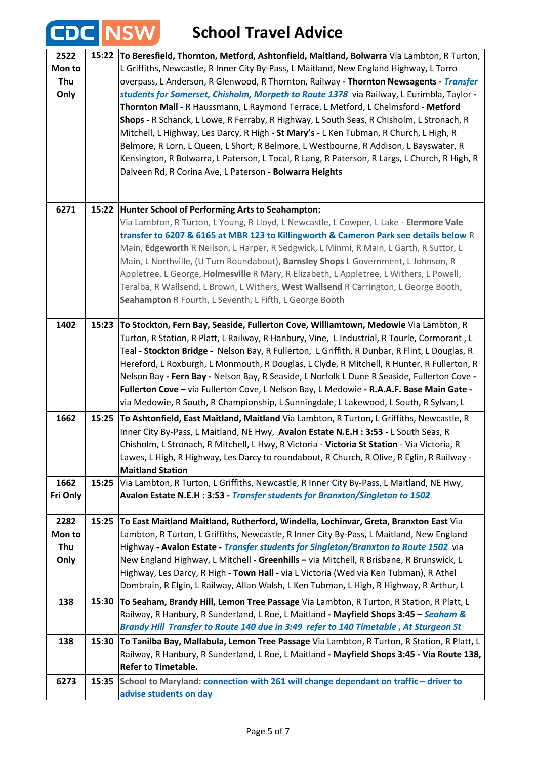# School Travel Advice

| | | |
|---|---|---|
| **2522 Mon to Thu Only** | **15:22** | **To Beresfield, Thornton, Metford, Ashtonfield, Maitland, Bolwarra** Via Lambton, R Turton, L Griffiths, Newcastle, R Inner City By-Pass, L Maitland, New England Highway, L Tarro overpass, L Anderson, R Glenwood, R Thornton, Railway **- Thornton Newsagents -** ***Transfer students for Somerset, Chisholm, Morpeth to Route 1378*** via Railway, L Eurimbla, Taylor **- Thornton Mall -** R Haussmann, L Raymond Terrace, L Metford, L Chelmsford **- Metford Shops -** R Schanck, L Lowe, R Ferraby, R Highway, L South Seas, R Chisholm, L Stronach, R Mitchell, L Highway, Les Darcy, R High **- St Mary's -** L Ken Tubman, R Church, L High, R Belmore, R Lorn, L Queen, L Short, R Belmore, L Westbourne, R Addison, L Bayswater, R Kensington, R Bolwarra, L Paterson, L Tocal, R Lang, R Paterson, R Largs, L Church, R High, R Dalveen Rd, R Corina Ave, L Paterson **- Bolwarra Heights** |
| **6271** | **15:22** | **Hunter School of Performing Arts to Seahampton:** Via Lambton, R Turton, L Young, R Lloyd, L Newcastle, L Cowper, L Lake - **Elermore Vale** **transfer to 6207 & 6165 at MBR 123 to Killingworth & Cameron Park see details below** R Main, **Edgeworth** R Neilson, L Harper, R Sedgwick, L Minmi, R Main, L Garth, R Suttor, L Main, L Northville, (U Turn Roundabout), **Barnsley Shops** L Government, L Johnson, R Appletree, L George, **Holmesville** R Mary, R Elizabeth, L Appletree, L Withers, L Powell, Teralba, R Wallsend, L Brown, L Withers, **West Wallsend** R Carrington, L George Booth, **Seahampton** R Fourth, L Seventh, L Fifth, L George Booth |
| **1402** | **15:23** | **To Stockton, Fern Bay, Seaside, Fullerton Cove, Williamtown, Medowie** Via Lambton, R Turton, R Station, R Platt, L Railway, R Hanbury, Vine, L Industrial, R Tourle, Cormorant , L Teal **- Stockton Bridge -** Nelson Bay, R Fullerton, L Griffith, R Dunbar, R Flint, L Douglas, R Hereford, L Roxburgh, L Monmouth, R Douglas, L Clyde, R Mitchell, R Hunter, R Fullerton, R Nelson Bay **- Fern Bay -** Nelson Bay, R Seaside, L Norfolk L Dune R Seaside, Fullerton Cove **- Fullerton Cove –** via Fullerton Cove, L Nelson Bay, L Medowie **- R.A.A.F. Base Main Gate -** via Medowie, R South, R Championship, L Sunningdale, L Lakewood, L South, R Sylvan, L |
| **1662** | **15:25** | **To Ashtonfield, East Maitland, Maitland** Via Lambton, R Turton, L Griffiths, Newcastle, R Inner City By-Pass, L Maitland, NE Hwy, **Avalon Estate N.E.H : 3:53 -** L South Seas, R Chisholm, L Stronach, R Mitchell, L Hwy, R Victoria - **Victoria St Station** - Via Victoria, R Lawes, L High, R Highway, Les Darcy to roundabout, R Church, R Olive, R Eglin, R Railway - **Maitland Station** |
| **1662 Fri Only** | **15:25** | Via Lambton, R Turton, L Griffiths, Newcastle, R Inner City By-Pass, L Maitland, NE Hwy, **Avalon Estate N.E.H : 3:53 -** ***Transfer students for Branxton/Singleton to 1502*** |
| **2282 Mon to Thu Only** | **15:25** | **To East Maitland Maitland, Rutherford, Windella, Lochinvar, Greta, Branxton East** Via Lambton, R Turton, L Griffiths, Newcastle, R Inner City By-Pass, L Maitland, New England Highway **- Avalon Estate -** ***Transfer students for Singleton/Branxton to Route 1502*** via New England Highway, L Mitchell **- Greenhills –** via Mitchell, R Brisbane, R Brunswick, L Highway, Les Darcy, R High **- Town Hall -** via L Victoria (Wed via Ken Tubman), R Athel Dombrain, R Elgin, L Railway, Allan Walsh, L Ken Tubman, L High, R Highway, R Arthur, L |
| **138** | **15:30** | **To Seaham, Brandy Hill, Lemon Tree Passage** Via Lambton, R Turton, R Station, R Platt, L Railway, R Hanbury, R Sunderland, L Roe, L Maitland **- Mayfield Shops 3:45 –** ***Seaham & Brandy Hill Transfer to Route 140 due in 3:49 refer to 140 Timetable , At Sturgeon St*** |
| **138** | **15:30** | **To Tanilba Bay, Mallabula, Lemon Tree Passage** Via Lambton, R Turton, R Station, R Platt, L Railway, R Hanbury, R Sunderland, L Roe, L Maitland **- Mayfield Shops 3:45 - Via Route 138, Refer to Timetable.** |
| **6273** | **15:35** | School to Maryland: **connection with 261 will change dependant on traffic – driver to advise students on day** |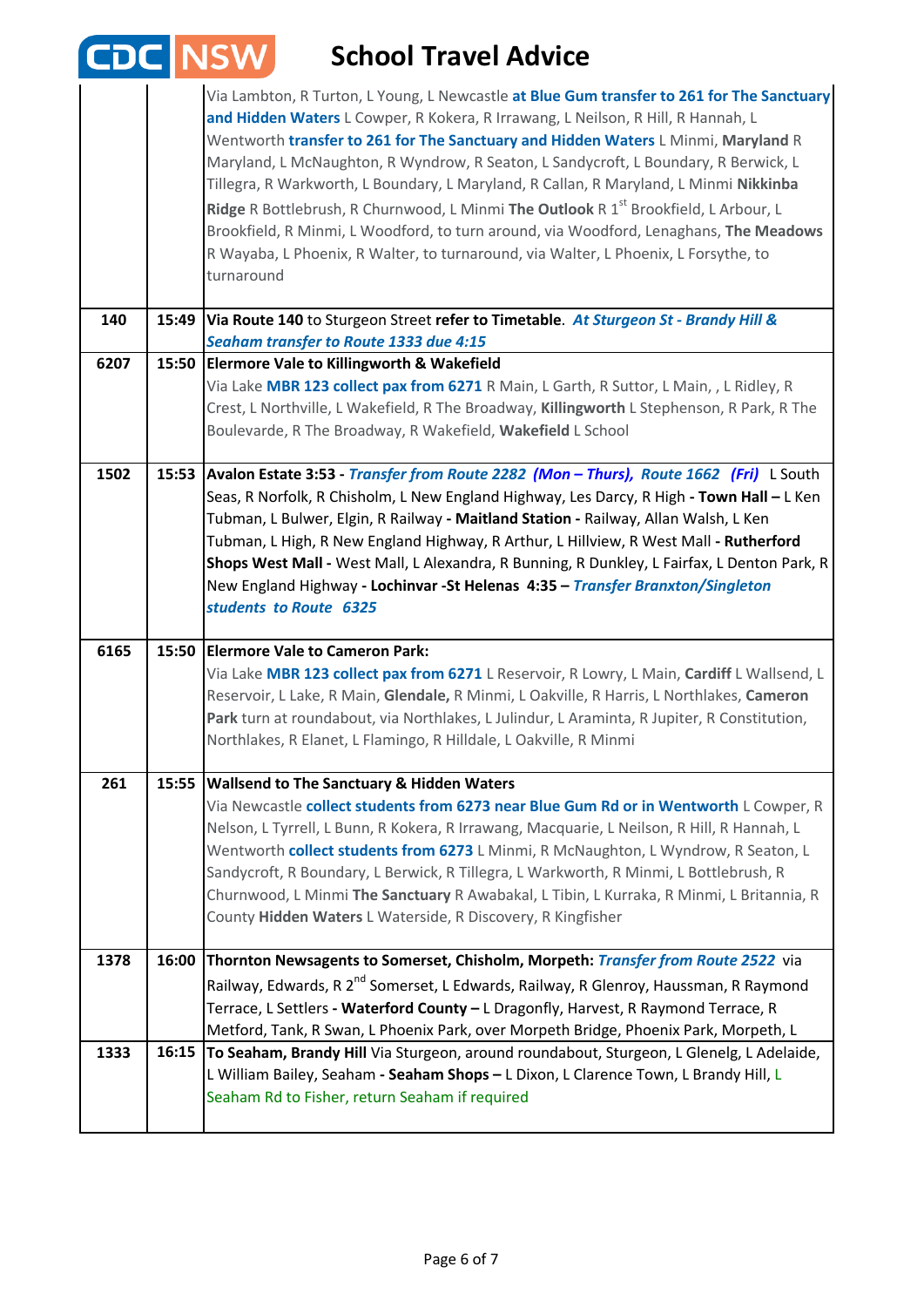# School Travel Advice

| | | |
|---|---|---|
| | | Via Lambton, R Turton, L Young, L Newcastle **at Blue Gum transfer to 261 for The Sanctuary and Hidden Waters** L Cowper, R Kokera, R Irrawang, L Neilson, R Hill, R Hannah, L Wentworth **transfer to 261 for The Sanctuary and Hidden Waters** L Minmi, **Maryland** R Maryland, L McNaughton, R Wyndrow, R Seaton, L Sandycroft, L Boundary, R Berwick, L Tillegra, R Warkworth, L Boundary, L Maryland, R Callan, R Maryland, L Minmi **Nikkinba Ridge** R Bottlebrush, R Churnwood, L Minmi **The Outlook** R 1st Brookfield, L Arbour, L Brookfield, R Minmi, L Woodford, to turn around, via Woodford, Lenaghans, **The Meadows** R Wayaba, L Phoenix, R Walter, to turnaround, via Walter, L Phoenix, L Forsythe, to turnaround |
| **140** | **15:49** | **Via Route 140** to Sturgeon Street **refer to Timetable**. ***At Sturgeon St - Brandy Hill & Seaham transfer to Route 1333 due 4:15*** |
| **6207** | **15:50** | **Elermore Vale to Killingworth & Wakefield** Via Lake **MBR 123 collect pax from 6271** R Main, L Garth, R Suttor, L Main, , L Ridley, R Crest, L Northville, L Wakefield, R The Broadway, **Killingworth** L Stephenson, R Park, R The Boulevarde, R The Broadway, R Wakefield, **Wakefield** L School |
| **1502** | **15:53** | **Avalon Estate 3:53 -** ***Transfer from Route 2282 (Mon – Thurs), Route 1662 (Fri)*** L South Seas, R Norfolk, R Chisholm, L New England Highway, Les Darcy, R High **- Town Hall –** L Ken Tubman, L Bulwer, Elgin, R Railway **- Maitland Station -** Railway, Allan Walsh, L Ken Tubman, L High, R New England Highway, R Arthur, L Hillview, R West Mall **- Rutherford Shops West Mall -** West Mall, L Alexandra, R Bunning, R Dunkley, L Fairfax, L Denton Park, R New England Highway **- Lochinvar -St Helenas 4:35 –** ***Transfer Branxton/Singleton students to Route 6325*** |
| **6165** | **15:50** | **Elermore Vale to Cameron Park:** Via Lake **MBR 123 collect pax from 6271** L Reservoir, R Lowry, L Main, **Cardiff** L Wallsend, L Reservoir, L Lake, R Main, **Glendale,** R Minmi, L Oakville, R Harris, L Northlakes, **Cameron Park** turn at roundabout, via Northlakes, L Julindur, L Araminta, R Jupiter, R Constitution, Northlakes, R Elanet, L Flamingo, R Hilldale, L Oakville, R Minmi |
| **261** | **15:55** | **Wallsend to The Sanctuary & Hidden Waters** Via Newcastle **collect students from 6273 near Blue Gum Rd or in Wentworth** L Cowper, R Nelson, L Tyrrell, L Bunn, R Kokera, R Irrawang, Macquarie, L Neilson, R Hill, R Hannah, L Wentworth **collect students from 6273** L Minmi, R McNaughton, L Wyndrow, R Seaton, L Sandycroft, R Boundary, L Berwick, R Tillegra, L Warkworth, R Minmi, L Bottlebrush, R Churnwood, L Minmi **The Sanctuary** R Awabakal, L Tibin, L Kurraka, R Minmi, L Britannia, R County **Hidden Waters** L Waterside, R Discovery, R Kingfisher |
| **1378** | **16:00** | **Thornton Newsagents to Somerset, Chisholm, Morpeth:** ***Transfer from Route 2522*** via Railway, Edwards, R 2nd Somerset, L Edwards, Railway, R Glenroy, Haussman, R Raymond Terrace, L Settlers **- Waterford County –** L Dragonfly, Harvest, R Raymond Terrace, R Metford, Tank, R Swan, L Phoenix Park, over Morpeth Bridge, Phoenix Park, Morpeth, L |
| **1333** | **16:15** | **To Seaham, Brandy Hill** Via Sturgeon, around roundabout, Sturgeon, L Glenelg, L Adelaide, L William Bailey, Seaham **- Seaham Shops –** L Dixon, L Clarence Town, L Brandy Hill, L Seaham Rd to Fisher, return Seaham if required |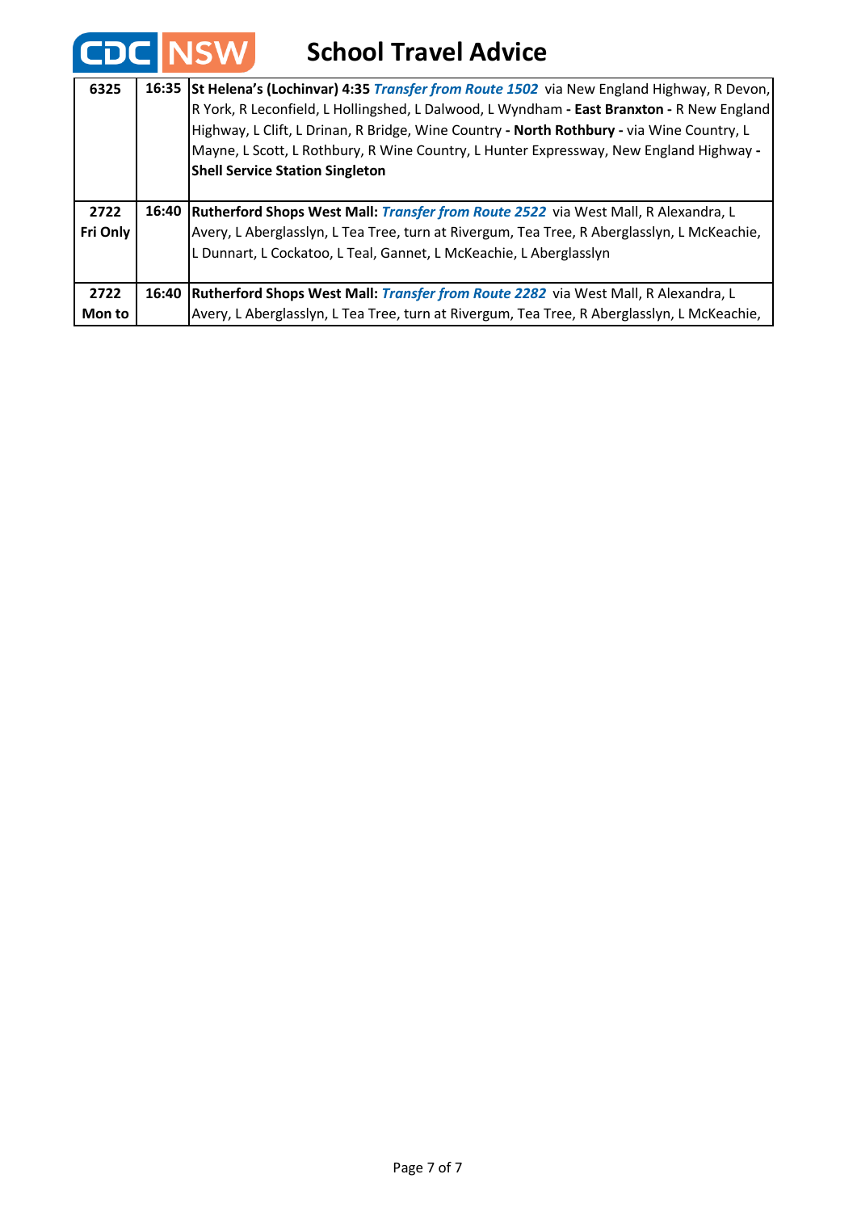# School Travel Advice

| | | |
|---|---|---|
| **6325** | **16:35** | **St Helena's (Lochinvar) 4:35** ***Transfer from Route 1502*** via New England Highway, R Devon, R York, R Leconfield, L Hollingshed, L Dalwood, L Wyndham **- East Branxton -** R New England Highway, L Clift, L Drinan, R Bridge, Wine Country **- North Rothbury -** via Wine Country, L Mayne, L Scott, L Rothbury, R Wine Country, L Hunter Expressway, New England Highway **- Shell Service Station Singleton** |
| **2722 Fri Only** | **16:40** | **Rutherford Shops West Mall:** ***Transfer from Route 2522*** via West Mall, R Alexandra, L Avery, L Aberglasslyn, L Tea Tree, turn at Rivergum, Tea Tree, R Aberglasslyn, L McKeachie, L Dunnart, L Cockatoo, L Teal, Gannet, L McKeachie, L Aberglasslyn |
| **2722 Mon to** | **16:40** | **Rutherford Shops West Mall:** ***Transfer from Route 2282*** via West Mall, R Alexandra, L Avery, L Aberglasslyn, L Tea Tree, turn at Rivergum, Tea Tree, R Aberglasslyn, L McKeachie, |